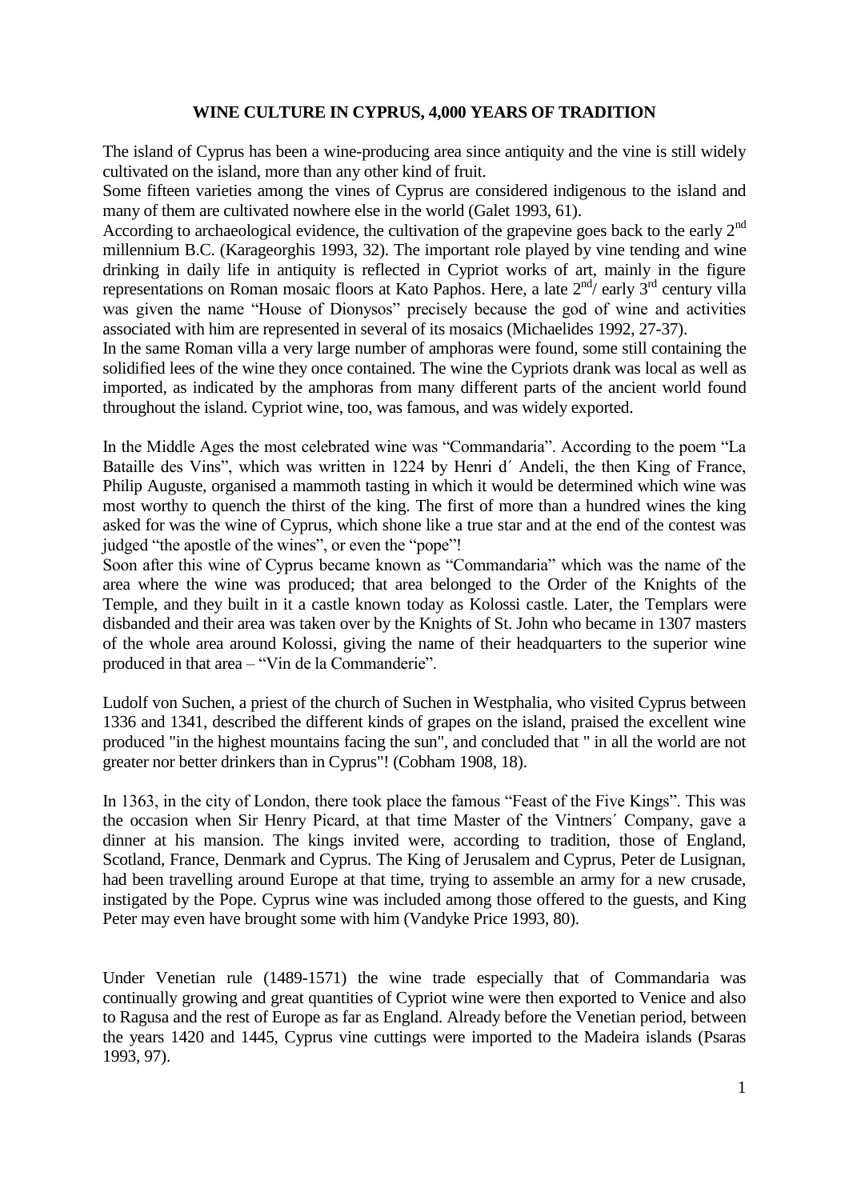# WINE CULTURE IN CYPRUS, 4,000 YEARS OF TRADITION

The island of Cyprus has been a wine-producing area since antiquity and the vine is still widely cultivated on the island, more than any other kind of fruit.

Some fifteen varieties among the vines of Cyprus are considered indigenous to the island and many of them are cultivated nowhere else in the world (Galet 1993, 61).

According to archaeological evidence, the cultivation of the grapevine goes back to the early 2nd millennium B.C. (Karageorghis 1993, 32). The important role played by vine tending and wine drinking in daily life in antiquity is reflected in Cypriot works of art, mainly in the figure representations on Roman mosaic floors at Kato Paphos. Here, a late 2nd/ early 3rd century villa was given the name "House of Dionysos" precisely because the god of wine and activities associated with him are represented in several of its mosaics (Michaelides 1992, 27-37).

In the same Roman villa a very large number of amphoras were found, some still containing the solidified lees of the wine they once contained. The wine the Cypriots drank was local as well as imported, as indicated by the amphoras from many different parts of the ancient world found throughout the island. Cypriot wine, too, was famous, and was widely exported.

In the Middle Ages the most celebrated wine was "Commandaria". According to the poem "La Bataille des Vins", which was written in 1224 by Henri d´ Andeli, the then King of France, Philip Auguste, organised a mammoth tasting in which it would be determined which wine was most worthy to quench the thirst of the king. The first of more than a hundred wines the king asked for was the wine of Cyprus, which shone like a true star and at the end of the contest was judged "the apostle of the wines", or even the "pope"!

Soon after this wine of Cyprus became known as "Commandaria" which was the name of the area where the wine was produced; that area belonged to the Order of the Knights of the Temple, and they built in it a castle known today as Kolossi castle. Later, the Templars were disbanded and their area was taken over by the Knights of St. John who became in 1307 masters of the whole area around Kolossi, giving the name of their headquarters to the superior wine produced in that area – "Vin de la Commanderie".

Ludolf von Suchen, a priest of the church of Suchen in Westphalia, who visited Cyprus between 1336 and 1341, described the different kinds of grapes on the island, praised the excellent wine produced "in the highest mountains facing the sun", and concluded that " in all the world are not greater nor better drinkers than in Cyprus"! (Cobham 1908, 18).

In 1363, in the city of London, there took place the famous "Feast of the Five Kings". This was the occasion when Sir Henry Picard, at that time Master of the Vintners´ Company, gave a dinner at his mansion. The kings invited were, according to tradition, those of England, Scotland, France, Denmark and Cyprus. The King of Jerusalem and Cyprus, Peter de Lusignan, had been travelling around Europe at that time, trying to assemble an army for a new crusade, instigated by the Pope. Cyprus wine was included among those offered to the guests, and King Peter may even have brought some with him (Vandyke Price 1993, 80).

Under Venetian rule (1489-1571) the wine trade especially that of Commandaria was continually growing and great quantities of Cypriot wine were then exported to Venice and also to Ragusa and the rest of Europe as far as England. Already before the Venetian period, between the years 1420 and 1445, Cyprus vine cuttings were imported to the Madeira islands (Psaras 1993, 97).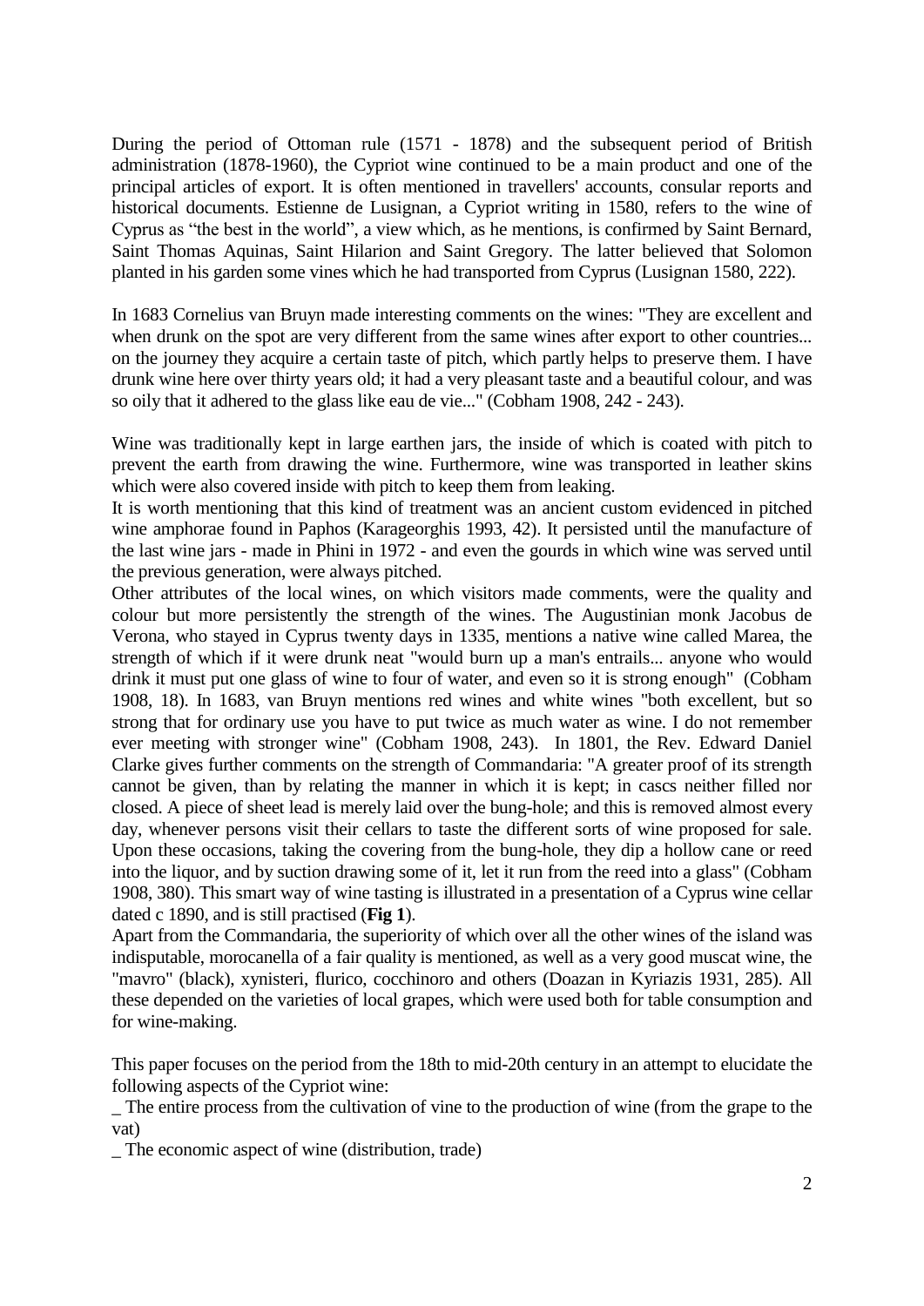During the period of Ottoman rule (1571 - 1878) and the subsequent period of British administration (1878-1960), the Cypriot wine continued to be a main product and one of the principal articles of export. It is often mentioned in travellers' accounts, consular reports and historical documents. Estienne de Lusignan, a Cypriot writing in 1580, refers to the wine of Cyprus as "the best in the world", a view which, as he mentions, is confirmed by Saint Bernard, Saint Thomas Aquinas, Saint Hilarion and Saint Gregory. The latter believed that Solomon planted in his garden some vines which he had transported from Cyprus (Lusignan 1580, 222).

In 1683 Cornelius van Bruyn made interesting comments on the wines: "They are excellent and when drunk on the spot are very different from the same wines after export to other countries... on the journey they acquire a certain taste of pitch, which partly helps to preserve them. I have drunk wine here over thirty years old; it had a very pleasant taste and a beautiful colour, and was so oily that it adhered to the glass like eau de vie..." (Cobham 1908, 242 - 243).

Wine was traditionally kept in large earthen jars, the inside of which is coated with pitch to prevent the earth from drawing the wine. Furthermore, wine was transported in leather skins which were also covered inside with pitch to keep them from leaking.

It is worth mentioning that this kind of treatment was an ancient custom evidenced in pitched wine amphorae found in Paphos (Karageorghis 1993, 42). It persisted until the manufacture of the last wine jars - made in Phini in 1972 - and even the gourds in which wine was served until the previous generation, were always pitched.

Other attributes of the local wines, on which visitors made comments, were the quality and colour but more persistently the strength of the wines. The Augustinian monk Jacobus de Verona, who stayed in Cyprus twenty days in 1335, mentions a native wine called Marea, the strength of which if it were drunk neat "would burn up a man's entrails... anyone who would drink it must put one glass of wine to four of water, and even so it is strong enough" (Cobham 1908, 18). In 1683, van Bruyn mentions red wines and white wines "both excellent, but so strong that for ordinary use you have to put twice as much water as wine. I do not remember ever meeting with stronger wine" (Cobham 1908, 243). In 1801, the Rev. Edward Daniel Clarke gives further comments on the strength of Commandaria: "A greater proof of its strength cannot be given, than by relating the manner in which it is kept; in cascs neither filled nor closed. A piece of sheet lead is merely laid over the bung-hole; and this is removed almost every day, whenever persons visit their cellars to taste the different sorts of wine proposed for sale. Upon these occasions, taking the covering from the bung-hole, they dip a hollow cane or reed into the liquor, and by suction drawing some of it, let it run from the reed into a glass" (Cobham 1908, 380). This smart way of wine tasting is illustrated in a presentation of a Cyprus wine cellar dated c 1890, and is still practised (**Fig 1**).

Apart from the Commandaria, the superiority of which over all the other wines of the island was indisputable, morocanella of a fair quality is mentioned, as well as a very good muscat wine, the "mavro" (black), xynisteri, flurico, cocchinoro and others (Doazan in Kyriazis 1931, 285). All these depended on the varieties of local grapes, which were used both for table consumption and for wine-making.

This paper focuses on the period from the 18th to mid-20th century in an attempt to elucidate the following aspects of the Cypriot wine:

_ The entire process from the cultivation of vine to the production of wine (from the grape to the vat)

_ The economic aspect of wine (distribution, trade)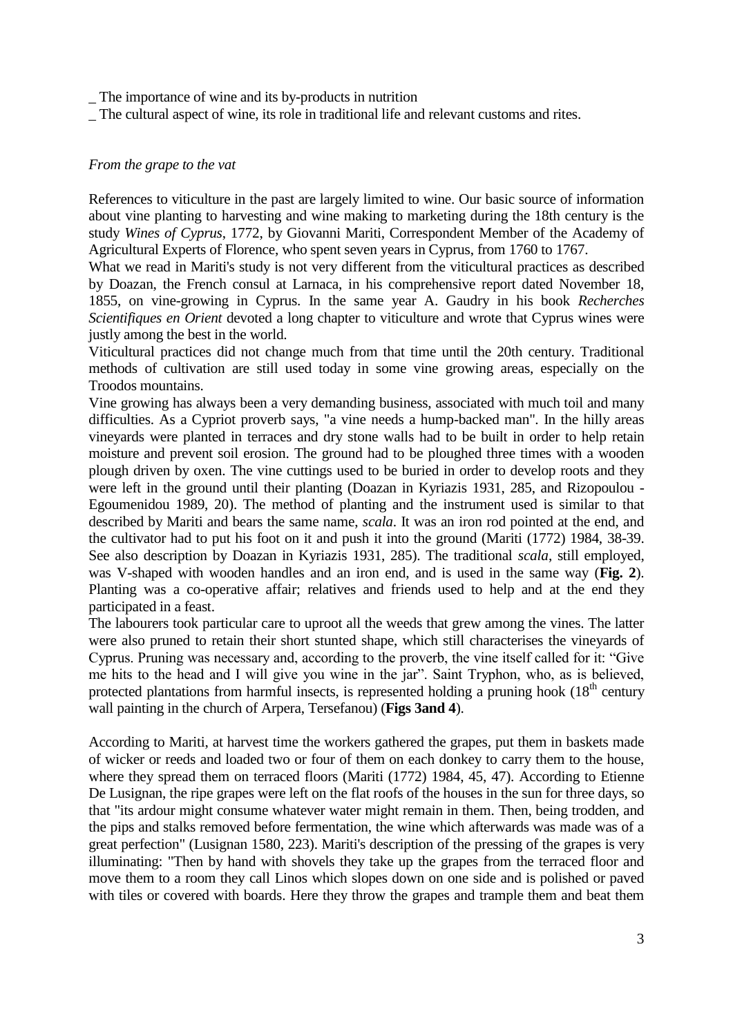_ The importance of wine and its by-products in nutrition
_ The cultural aspect of wine, its role in traditional life and relevant customs and rites.

*From the grape to the vat*

References to viticulture in the past are largely limited to wine. Our basic source of information about vine planting to harvesting and wine making to marketing during the 18th century is the study *Wines of Cyprus*, 1772, by Giovanni Mariti, Correspondent Member of the Academy of Agricultural Experts of Florence, who spent seven years in Cyprus, from 1760 to 1767.

What we read in Mariti's study is not very different from the viticultural practices as described by Doazan, the French consul at Larnaca, in his comprehensive report dated November 18, 1855, on vine-growing in Cyprus. In the same year A. Gaudry in his book *Recherches Scientifiques en Orient* devoted a long chapter to viticulture and wrote that Cyprus wines were justly among the best in the world.

Viticultural practices did not change much from that time until the 20th century. Traditional methods of cultivation are still used today in some vine growing areas, especially on the Troodos mountains.

Vine growing has always been a very demanding business, associated with much toil and many difficulties. As a Cypriot proverb says, "a vine needs a hump-backed man". In the hilly areas vineyards were planted in terraces and dry stone walls had to be built in order to help retain moisture and prevent soil erosion. The ground had to be ploughed three times with a wooden plough driven by oxen. The vine cuttings used to be buried in order to develop roots and they were left in the ground until their planting (Doazan in Kyriazis 1931, 285, and Rizopoulou - Egoumenidou 1989, 20). The method of planting and the instrument used is similar to that described by Mariti and bears the same name, *scala*. It was an iron rod pointed at the end, and the cultivator had to put his foot on it and push it into the ground (Mariti (1772) 1984, 38-39. See also description by Doazan in Kyriazis 1931, 285). The traditional *scala*, still employed, was V-shaped with wooden handles and an iron end, and is used in the same way (**Fig. 2**). Planting was a co-operative affair; relatives and friends used to help and at the end they participated in a feast.

The labourers took particular care to uproot all the weeds that grew among the vines. The latter were also pruned to retain their short stunted shape, which still characterises the vineyards of Cyprus. Pruning was necessary and, according to the proverb, the vine itself called for it: "Give me hits to the head and I will give you wine in the jar". Saint Tryphon, who, as is believed, protected plantations from harmful insects, is represented holding a pruning hook (18th century wall painting in the church of Arpera, Tersefanou) (**Figs 3and 4**).

According to Mariti, at harvest time the workers gathered the grapes, put them in baskets made of wicker or reeds and loaded two or four of them on each donkey to carry them to the house, where they spread them on terraced floors (Mariti (1772) 1984, 45, 47). According to Etienne De Lusignan, the ripe grapes were left on the flat roofs of the houses in the sun for three days, so that "its ardour might consume whatever water might remain in them. Then, being trodden, and the pips and stalks removed before fermentation, the wine which afterwards was made was of a great perfection" (Lusignan 1580, 223). Mariti's description of the pressing of the grapes is very illuminating: "Then by hand with shovels they take up the grapes from the terraced floor and move them to a room they call Linos which slopes down on one side and is polished or paved with tiles or covered with boards. Here they throw the grapes and trample them and beat them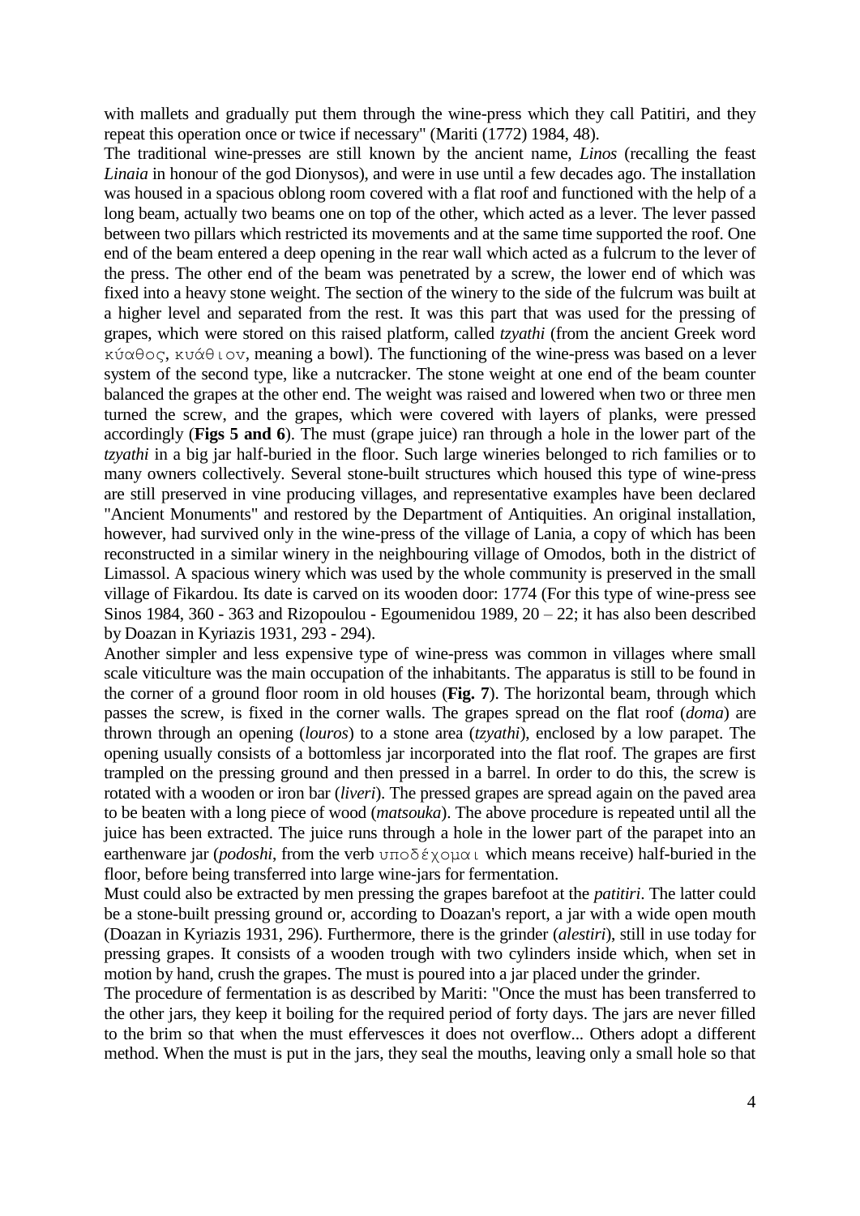with mallets and gradually put them through the wine-press which they call Patitiri, and they repeat this operation once or twice if necessary" (Mariti (1772) 1984, 48).

The traditional wine-presses are still known by the ancient name, *Linos* (recalling the feast *Linaia* in honour of the god Dionysos), and were in use until a few decades ago. The installation was housed in a spacious oblong room covered with a flat roof and functioned with the help of a long beam, actually two beams one on top of the other, which acted as a lever. The lever passed between two pillars which restricted its movements and at the same time supported the roof. One end of the beam entered a deep opening in the rear wall which acted as a fulcrum to the lever of the press. The other end of the beam was penetrated by a screw, the lower end of which was fixed into a heavy stone weight. The section of the winery to the side of the fulcrum was built at a higher level and separated from the rest. It was this part that was used for the pressing of grapes, which were stored on this raised platform, called *tzyathi* (from the ancient Greek word κύαθος, κυάθιον, meaning a bowl). The functioning of the wine-press was based on a lever system of the second type, like a nutcracker. The stone weight at one end of the beam counter balanced the grapes at the other end. The weight was raised and lowered when two or three men turned the screw, and the grapes, which were covered with layers of planks, were pressed accordingly (**Figs 5 and 6**). The must (grape juice) ran through a hole in the lower part of the *tzyathi* in a big jar half-buried in the floor. Such large wineries belonged to rich families or to many owners collectively. Several stone-built structures which housed this type of wine-press are still preserved in vine producing villages, and representative examples have been declared "Ancient Monuments" and restored by the Department of Antiquities. An original installation, however, had survived only in the wine-press of the village of Lania, a copy of which has been reconstructed in a similar winery in the neighbouring village of Omodos, both in the district of Limassol. A spacious winery which was used by the whole community is preserved in the small village of Fikardou. Its date is carved on its wooden door: 1774 (For this type of wine-press see Sinos 1984, 360 - 363 and Rizopoulou - Egoumenidou 1989, 20 – 22; it has also been described by Doazan in Kyriazis 1931, 293 - 294).

Another simpler and less expensive type of wine-press was common in villages where small scale viticulture was the main occupation of the inhabitants. The apparatus is still to be found in the corner of a ground floor room in old houses (**Fig. 7**). The horizontal beam, through which passes the screw, is fixed in the corner walls. The grapes spread on the flat roof (*doma*) are thrown through an opening (*louros*) to a stone area (*tzyathi*), enclosed by a low parapet. The opening usually consists of a bottomless jar incorporated into the flat roof. The grapes are first trampled on the pressing ground and then pressed in a barrel. In order to do this, the screw is rotated with a wooden or iron bar (*liveri*). The pressed grapes are spread again on the paved area to be beaten with a long piece of wood (*matsouka*). The above procedure is repeated until all the juice has been extracted. The juice runs through a hole in the lower part of the parapet into an earthenware jar (*podoshi*, from the verb υποδέχομαι which means receive) half-buried in the floor, before being transferred into large wine-jars for fermentation.

Must could also be extracted by men pressing the grapes barefoot at the *patitiri*. The latter could be a stone-built pressing ground or, according to Doazan's report, a jar with a wide open mouth (Doazan in Kyriazis 1931, 296). Furthermore, there is the grinder (*alestiri*), still in use today for pressing grapes. It consists of a wooden trough with two cylinders inside which, when set in motion by hand, crush the grapes. The must is poured into a jar placed under the grinder.

The procedure of fermentation is as described by Mariti: "Once the must has been transferred to the other jars, they keep it boiling for the required period of forty days. The jars are never filled to the brim so that when the must effervesces it does not overflow... Others adopt a different method. When the must is put in the jars, they seal the mouths, leaving only a small hole so that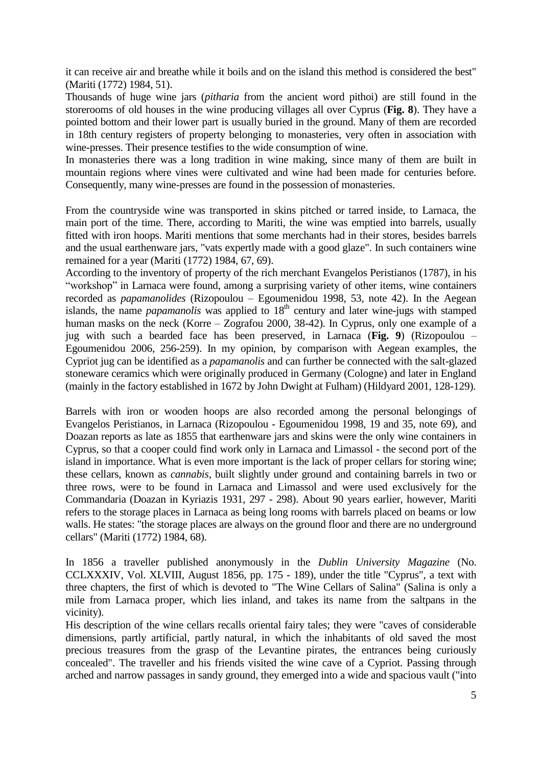it can receive air and breathe while it boils and on the island this method is considered the best" (Mariti (1772) 1984, 51).
Thousands of huge wine jars (*pitharia* from the ancient word pithoi) are still found in the storerooms of old houses in the wine producing villages all over Cyprus (**Fig. 8**). They have a pointed bottom and their lower part is usually buried in the ground. Many of them are recorded in 18th century registers of property belonging to monasteries, very often in association with wine-presses. Their presence testifies to the wide consumption of wine.
In monasteries there was a long tradition in wine making, since many of them are built in mountain regions where vines were cultivated and wine had been made for centuries before. Consequently, many wine-presses are found in the possession of monasteries.

From the countryside wine was transported in skins pitched or tarred inside, to Larnaca, the main port of the time. There, according to Mariti, the wine was emptied into barrels, usually fitted with iron hoops. Mariti mentions that some merchants had in their stores, besides barrels and the usual earthenware jars, "vats expertly made with a good glaze". In such containers wine remained for a year (Mariti (1772) 1984, 67, 69).
According to the inventory of property of the rich merchant Evangelos Peristianos (1787), in his "workshop" in Larnaca were found, among a surprising variety of other items, wine containers recorded as *papamanolides* (Rizopoulou – Egoumenidou 1998, 53, note 42). In the Aegean islands, the name *papamanolis* was applied to 18th century and later wine-jugs with stamped human masks on the neck (Korre – Zografou 2000, 38-42). In Cyprus, only one example of a jug with such a bearded face has been preserved, in Larnaca (**Fig. 9**) (Rizopoulou – Egoumenidou 2006, 256-259). In my opinion, by comparison with Aegean examples, the Cypriot jug can be identified as a *papamanolis* and can further be connected with the salt-glazed stoneware ceramics which were originally produced in Germany (Cologne) and later in England (mainly in the factory established in 1672 by John Dwight at Fulham) (Hildyard 2001, 128-129).

Barrels with iron or wooden hoops are also recorded among the personal belongings of Evangelos Peristianos, in Larnaca (Rizopoulou - Egoumenidou 1998, 19 and 35, note 69), and Doazan reports as late as 1855 that earthenware jars and skins were the only wine containers in Cyprus, so that a cooper could find work only in Larnaca and Limassol - the second port of the island in importance. What is even more important is the lack of proper cellars for storing wine; these cellars, known as *cannabis*, built slightly under ground and containing barrels in two or three rows, were to be found in Larnaca and Limassol and were used exclusively for the Commandaria (Doazan in Kyriazis 1931, 297 - 298). About 90 years earlier, however, Mariti refers to the storage places in Larnaca as being long rooms with barrels placed on beams or low walls. He states: "the storage places are always on the ground floor and there are no underground cellars" (Mariti (1772) 1984, 68).

In 1856 a traveller published anonymously in the *Dublin University Magazine* (No. CCLXXXIV, Vol. XLVIII, August 1856, pp. 175 - 189), under the title "Cyprus", a text with three chapters, the first of which is devoted to "The Wine Cellars of Salina" (Salina is only a mile from Larnaca proper, which lies inland, and takes its name from the saltpans in the vicinity).
His description of the wine cellars recalls oriental fairy tales; they were "caves of considerable dimensions, partly artificial, partly natural, in which the inhabitants of old saved the most precious treasures from the grasp of the Levantine pirates, the entrances being curiously concealed". The traveller and his friends visited the wine cave of a Cypriot. Passing through arched and narrow passages in sandy ground, they emerged into a wide and spacious vault ("into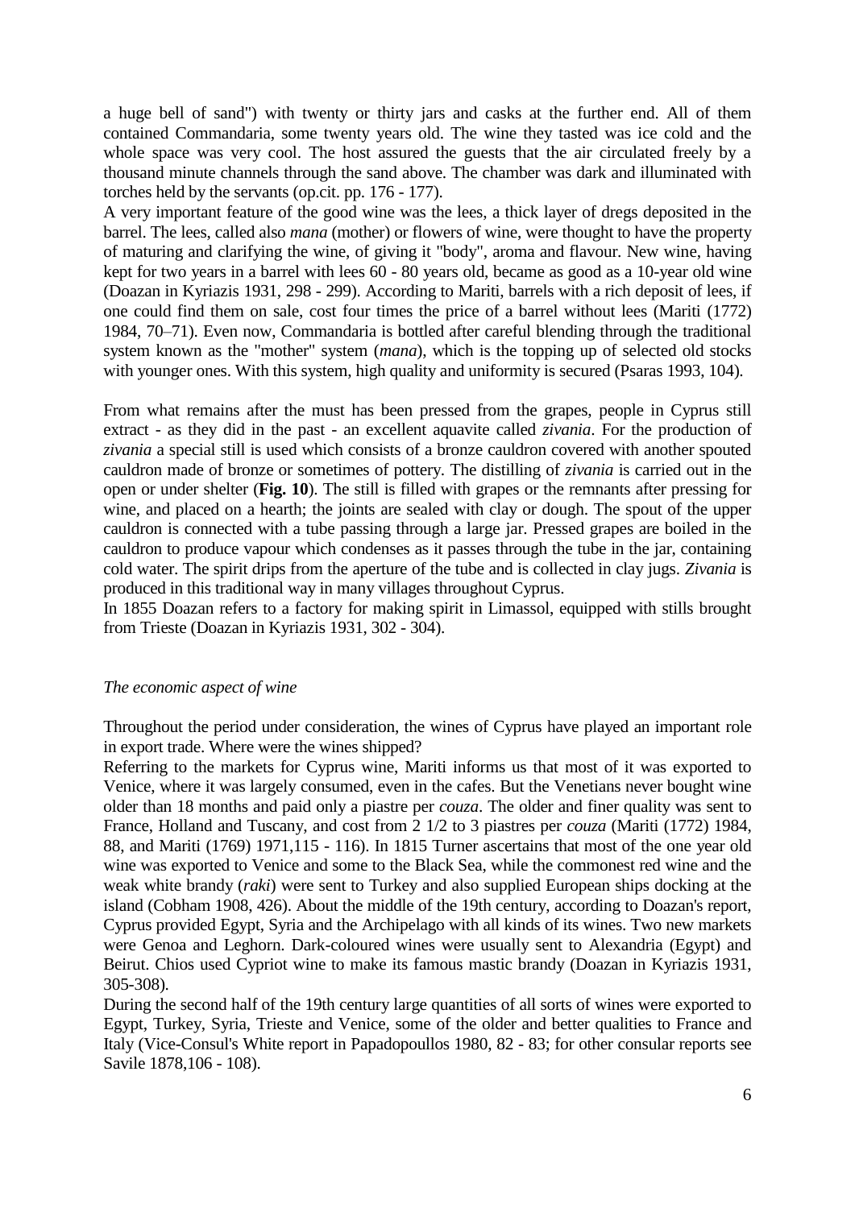a huge bell of sand") with twenty or thirty jars and casks at the further end. All of them contained Commandaria, some twenty years old. The wine they tasted was ice cold and the whole space was very cool. The host assured the guests that the air circulated freely by a thousand minute channels through the sand above. The chamber was dark and illuminated with torches held by the servants (op.cit. pp. 176 - 177).

A very important feature of the good wine was the lees, a thick layer of dregs deposited in the barrel. The lees, called also *mana* (mother) or flowers of wine, were thought to have the property of maturing and clarifying the wine, of giving it "body", aroma and flavour. New wine, having kept for two years in a barrel with lees 60 - 80 years old, became as good as a 10-year old wine (Doazan in Kyriazis 1931, 298 - 299). According to Mariti, barrels with a rich deposit of lees, if one could find them on sale, cost four times the price of a barrel without lees (Mariti (1772) 1984, 70–71). Even now, Commandaria is bottled after careful blending through the traditional system known as the "mother" system (*mana*), which is the topping up of selected old stocks with younger ones. With this system, high quality and uniformity is secured (Psaras 1993, 104).

From what remains after the must has been pressed from the grapes, people in Cyprus still extract - as they did in the past - an excellent aquavite called *zivania*. For the production of *zivania* a special still is used which consists of a bronze cauldron covered with another spouted cauldron made of bronze or sometimes of pottery. The distilling of *zivania* is carried out in the open or under shelter (**Fig. 10**). The still is filled with grapes or the remnants after pressing for wine, and placed on a hearth; the joints are sealed with clay or dough. The spout of the upper cauldron is connected with a tube passing through a large jar. Pressed grapes are boiled in the cauldron to produce vapour which condenses as it passes through the tube in the jar, containing cold water. The spirit drips from the aperture of the tube and is collected in clay jugs. *Zivania* is produced in this traditional way in many villages throughout Cyprus.

In 1855 Doazan refers to a factory for making spirit in Limassol, equipped with stills brought from Trieste (Doazan in Kyriazis 1931, 302 - 304).

*The economic aspect of wine*

Throughout the period under consideration, the wines of Cyprus have played an important role in export trade. Where were the wines shipped?

Referring to the markets for Cyprus wine, Mariti informs us that most of it was exported to Venice, where it was largely consumed, even in the cafes. But the Venetians never bought wine older than 18 months and paid only a piastre per *couza*. The older and finer quality was sent to France, Holland and Tuscany, and cost from 2 1/2 to 3 piastres per *couza* (Mariti (1772) 1984, 88, and Mariti (1769) 1971,115 - 116). In 1815 Turner ascertains that most of the one year old wine was exported to Venice and some to the Black Sea, while the commonest red wine and the weak white brandy (*raki*) were sent to Turkey and also supplied European ships docking at the island (Cobham 1908, 426). About the middle of the 19th century, according to Doazan's report, Cyprus provided Egypt, Syria and the Archipelago with all kinds of its wines. Two new markets were Genoa and Leghorn. Dark-coloured wines were usually sent to Alexandria (Egypt) and Beirut. Chios used Cypriot wine to make its famous mastic brandy (Doazan in Kyriazis 1931, 305-308).

During the second half of the 19th century large quantities of all sorts of wines were exported to Egypt, Turkey, Syria, Trieste and Venice, some of the older and better qualities to France and Italy (Vice-Consul's White report in Papadopoullos 1980, 82 - 83; for other consular reports see Savile 1878,106 - 108).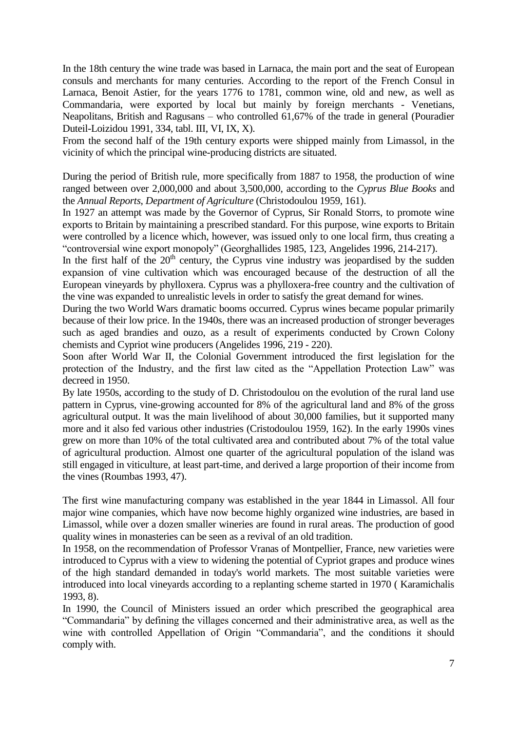In the 18th century the wine trade was based in Larnaca, the main port and the seat of European consuls and merchants for many centuries. According to the report of the French Consul in Larnaca, Benoit Astier, for the years 1776 to 1781, common wine, old and new, as well as Commandaria, were exported by local but mainly by foreign merchants - Venetians, Neapolitans, British and Ragusans – who controlled 61,67% of the trade in general (Pouradier Duteil-Loizidou 1991, 334, tabl. III, VI, IX, X).

From the second half of the 19th century exports were shipped mainly from Limassol, in the vicinity of which the principal wine-producing districts are situated.

During the period of British rule, more specifically from 1887 to 1958, the production of wine ranged between over 2,000,000 and about 3,500,000, according to the *Cyprus Blue Books* and the *Annual Reports, Department of Agriculture* (Christodoulou 1959, 161).

In 1927 an attempt was made by the Governor of Cyprus, Sir Ronald Storrs, to promote wine exports to Britain by maintaining a prescribed standard. For this purpose, wine exports to Britain were controlled by a licence which, however, was issued only to one local firm, thus creating a "controversial wine export monopoly" (Georghallides 1985, 123, Angelides 1996, 214-217).

In the first half of the 20th century, the Cyprus vine industry was jeopardised by the sudden expansion of vine cultivation which was encouraged because of the destruction of all the European vineyards by phylloxera. Cyprus was a phylloxera-free country and the cultivation of the vine was expanded to unrealistic levels in order to satisfy the great demand for wines.

During the two World Wars dramatic booms occurred. Cyprus wines became popular primarily because of their low price. In the 1940s, there was an increased production of stronger beverages such as aged brandies and ouzo, as a result of experiments conducted by Crown Colony chemists and Cypriot wine producers (Angelides 1996, 219 - 220).

Soon after World War II, the Colonial Government introduced the first legislation for the protection of the Industry, and the first law cited as the "Appellation Protection Law" was decreed in 1950.

By late 1950s, according to the study of D. Christodoulou on the evolution of the rural land use pattern in Cyprus, vine-growing accounted for 8% of the agricultural land and 8% of the gross agricultural output. It was the main livelihood of about 30,000 families, but it supported many more and it also fed various other industries (Cristodoulou 1959, 162). In the early 1990s vines grew on more than 10% of the total cultivated area and contributed about 7% of the total value of agricultural production. Almost one quarter of the agricultural population of the island was still engaged in viticulture, at least part-time, and derived a large proportion of their income from the vines (Roumbas 1993, 47).

The first wine manufacturing company was established in the year 1844 in Limassol. All four major wine companies, which have now become highly organized wine industries, are based in Limassol, while over a dozen smaller wineries are found in rural areas. The production of good quality wines in monasteries can be seen as a revival of an old tradition.

In 1958, on the recommendation of Professor Vranas of Montpellier, France, new varieties were introduced to Cyprus with a view to widening the potential of Cypriot grapes and produce wines of the high standard demanded in today's world markets. The most suitable varieties were introduced into local vineyards according to a replanting scheme started in 1970 ( Karamichalis 1993, 8).

In 1990, the Council of Ministers issued an order which prescribed the geographical area "Commandaria" by defining the villages concerned and their administrative area, as well as the wine with controlled Appellation of Origin "Commandaria", and the conditions it should comply with.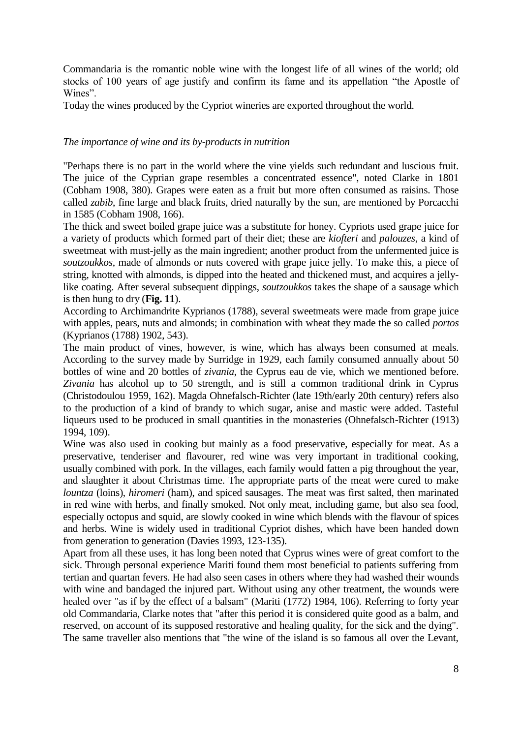Commandaria is the romantic noble wine with the longest life of all wines of the world; old stocks of 100 years of age justify and confirm its fame and its appellation "the Apostle of Wines".

Today the wines produced by the Cypriot wineries are exported throughout the world.

*The importance of wine and its by-products in nutrition*

"Perhaps there is no part in the world where the vine yields such redundant and luscious fruit. The juice of the Cyprian grape resembles a concentrated essence", noted Clarke in 1801 (Cobham 1908, 380). Grapes were eaten as a fruit but more often consumed as raisins. Those called *zabib*, fine large and black fruits, dried naturally by the sun, are mentioned by Porcacchi in 1585 (Cobham 1908, 166).

The thick and sweet boiled grape juice was a substitute for honey. Cypriots used grape juice for a variety of products which formed part of their diet; these are *kiofteri* and *palouzes*, a kind of sweetmeat with must-jelly as the main ingredient; another product from the unfermented juice is *soutzoukkos*, made of almonds or nuts covered with grape juice jelly. To make this, a piece of string, knotted with almonds, is dipped into the heated and thickened must, and acquires a jelly-like coating. After several subsequent dippings, *soutzoukkos* takes the shape of a sausage which is then hung to dry (**Fig. 11**).

According to Archimandrite Kyprianos (1788), several sweetmeats were made from grape juice with apples, pears, nuts and almonds; in combination with wheat they made the so called *portos* (Kyprianos (1788) 1902, 543).

The main product of vines, however, is wine, which has always been consumed at meals. According to the survey made by Surridge in 1929, each family consumed annually about 50 bottles of wine and 20 bottles of *zivania*, the Cyprus eau de vie, which we mentioned before. *Zivania* has alcohol up to 50 strength, and is still a common traditional drink in Cyprus (Christodoulou 1959, 162). Magda Ohnefalsch-Richter (late 19th/early 20th century) refers also to the production of a kind of brandy to which sugar, anise and mastic were added. Tasteful liqueurs used to be produced in small quantities in the monasteries (Ohnefalsch-Richter (1913) 1994, 109).

Wine was also used in cooking but mainly as a food preservative, especially for meat. As a preservative, tenderiser and flavourer, red wine was very important in traditional cooking, usually combined with pork. In the villages, each family would fatten a pig throughout the year, and slaughter it about Christmas time. The appropriate parts of the meat were cured to make *lountza* (loins), *hiromeri* (ham), and spiced sausages. The meat was first salted, then marinated in red wine with herbs, and finally smoked. Not only meat, including game, but also sea food, especially octopus and squid, are slowly cooked in wine which blends with the flavour of spices and herbs. Wine is widely used in traditional Cypriot dishes, which have been handed down from generation to generation (Davies 1993, 123-135).

Apart from all these uses, it has long been noted that Cyprus wines were of great comfort to the sick. Through personal experience Mariti found them most beneficial to patients suffering from tertian and quartan fevers. He had also seen cases in others where they had washed their wounds with wine and bandaged the injured part. Without using any other treatment, the wounds were healed over "as if by the effect of a balsam" (Mariti (1772) 1984, 106). Referring to forty year old Commandaria, Clarke notes that "after this period it is considered quite good as a balm, and reserved, on account of its supposed restorative and healing quality, for the sick and the dying". The same traveller also mentions that "the wine of the island is so famous all over the Levant,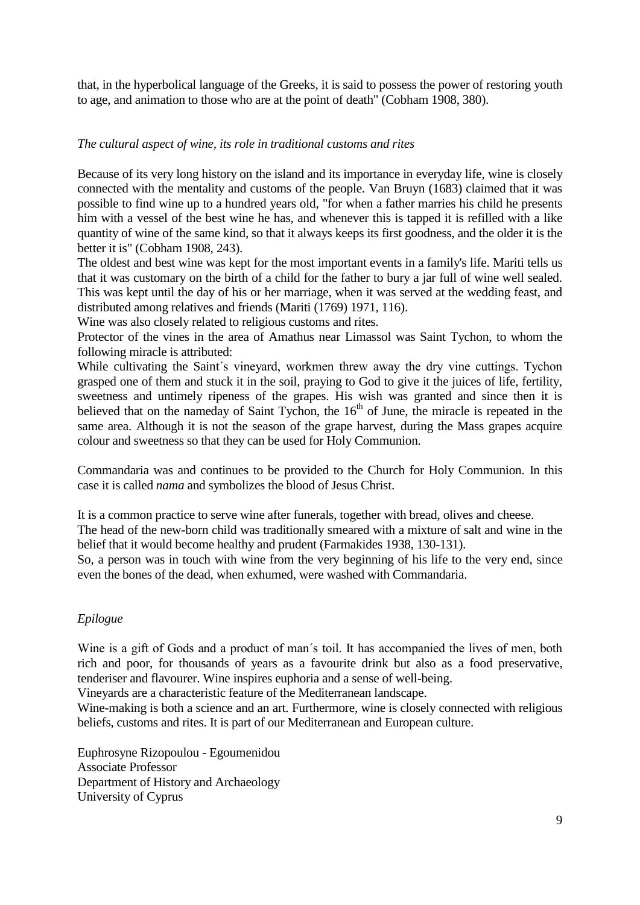that, in the hyperbolical language of the Greeks, it is said to possess the power of restoring youth to age, and animation to those who are at the point of death" (Cobham 1908, 380).

*The cultural aspect of wine, its role in traditional customs and rites*

Because of its very long history on the island and its importance in everyday life, wine is closely connected with the mentality and customs of the people. Van Bruyn (1683) claimed that it was possible to find wine up to a hundred years old, "for when a father marries his child he presents him with a vessel of the best wine he has, and whenever this is tapped it is refilled with a like quantity of wine of the same kind, so that it always keeps its first goodness, and the older it is the better it is" (Cobham 1908, 243).

The oldest and best wine was kept for the most important events in a family's life. Mariti tells us that it was customary on the birth of a child for the father to bury a jar full of wine well sealed. This was kept until the day of his or her marriage, when it was served at the wedding feast, and distributed among relatives and friends (Mariti (1769) 1971, 116).

Wine was also closely related to religious customs and rites.

Protector of the vines in the area of Amathus near Limassol was Saint Tychon, to whom the following miracle is attributed:

While cultivating the Saint´s vineyard, workmen threw away the dry vine cuttings. Tychon grasped one of them and stuck it in the soil, praying to God to give it the juices of life, fertility, sweetness and untimely ripeness of the grapes. His wish was granted and since then it is believed that on the nameday of Saint Tychon, the 16th of June, the miracle is repeated in the same area. Although it is not the season of the grape harvest, during the Mass grapes acquire colour and sweetness so that they can be used for Holy Communion.

Commandaria was and continues to be provided to the Church for Holy Communion. In this case it is called *nama* and symbolizes the blood of Jesus Christ.

It is a common practice to serve wine after funerals, together with bread, olives and cheese.

The head of the new-born child was traditionally smeared with a mixture of salt and wine in the belief that it would become healthy and prudent (Farmakides 1938, 130-131).

So, a person was in touch with wine from the very beginning of his life to the very end, since even the bones of the dead, when exhumed, were washed with Commandaria.

*Epilogue*

Wine is a gift of Gods and a product of man´s toil. It has accompanied the lives of men, both rich and poor, for thousands of years as a favourite drink but also as a food preservative, tenderiser and flavourer. Wine inspires euphoria and a sense of well-being.

Vineyards are a characteristic feature of the Mediterranean landscape.

Wine-making is both a science and an art. Furthermore, wine is closely connected with religious beliefs, customs and rites. It is part of our Mediterranean and European culture.

Euphrosyne Rizopoulou - Egoumenidou
Associate Professor
Department of History and Archaeology
University of Cyprus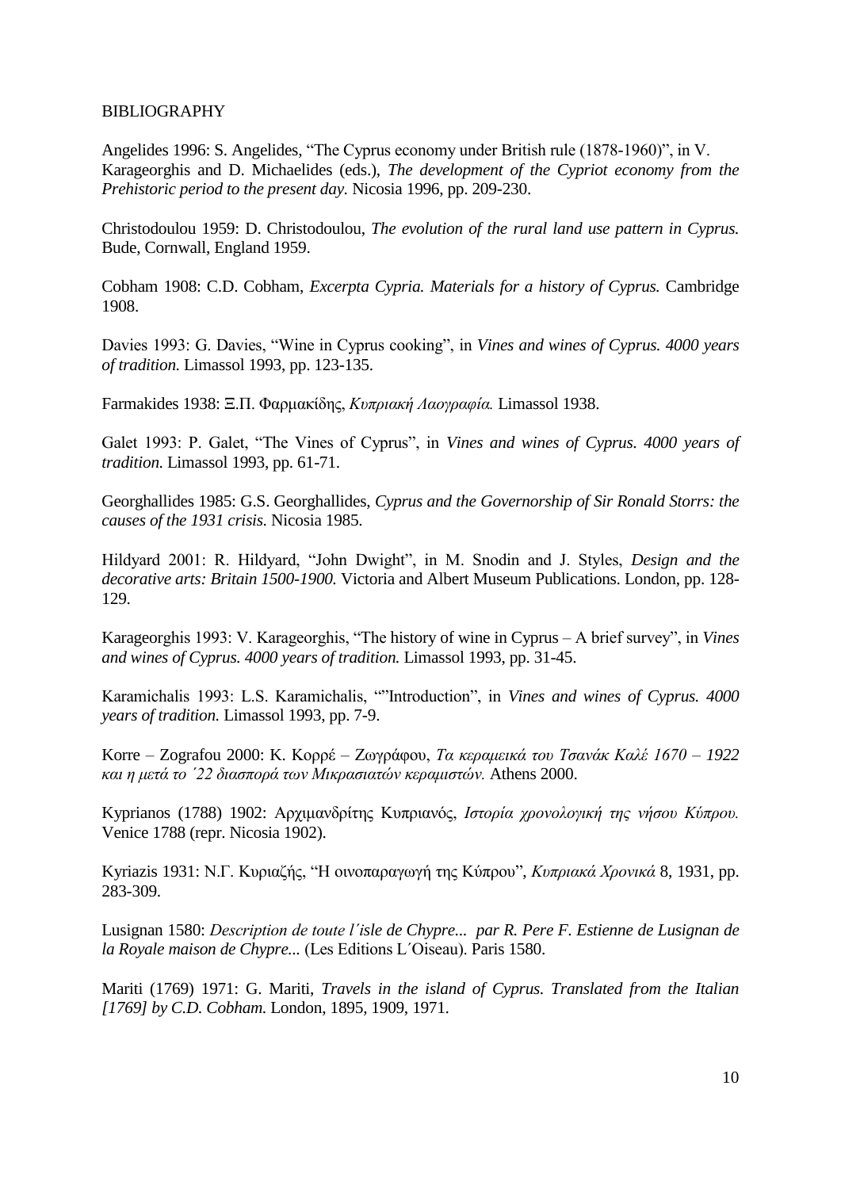BIBLIOGRAPHY

Angelides 1996: S. Angelides, "The Cyprus economy under British rule (1878-1960)", in V. Karageorghis and D. Michaelides (eds.), *The development of the Cypriot economy from the Prehistoric period to the present day.* Nicosia 1996, pp. 209-230.

Christodoulou 1959: D. Christodoulou, *The evolution of the rural land use pattern in Cyprus.* Bude, Cornwall, England 1959.

Cobham 1908: C.D. Cobham, *Excerpta Cypria. Materials for a history of Cyprus.* Cambridge 1908.

Davies 1993: G. Davies, "Wine in Cyprus cooking", in *Vines and wines of Cyprus. 4000 years of tradition.* Limassol 1993, pp. 123-135.

Farmakides 1938: Ξ.Π. Φαρμακίδης, *Κυπριακή Λαογραφία.* Limassol 1938.

Galet 1993: P. Galet, "The Vines of Cyprus", in *Vines and wines of Cyprus. 4000 years of tradition.* Limassol 1993, pp. 61-71.

Georghallides 1985: G.S. Georghallides, *Cyprus and the Governorship of Sir Ronald Storrs: the causes of the 1931 crisis.* Nicosia 1985.

Hildyard 2001: R. Hildyard, "John Dwight", in M. Snodin and J. Styles, *Design and the decorative arts: Britain 1500-1900.* Victoria and Albert Museum Publications. London, pp. 128-129.

Karageorghis 1993: V. Karageorghis, "The history of wine in Cyprus – A brief survey", in *Vines and wines of Cyprus. 4000 years of tradition.* Limassol 1993, pp. 31-45.

Karamichalis 1993: L.S. Karamichalis, ""Introduction", in *Vines and wines of Cyprus. 4000 years of tradition.* Limassol 1993, pp. 7-9.

Korre – Zografou 2000: Κ. Κορρέ – Ζωγράφου, *Τα κεραμεικά του Τσανάκ Καλέ 1670 – 1922 και η μετά το ΄22 διασπορά των Μικρασιατών κεραμιστών.* Athens 2000.

Kyprianos (1788) 1902: Αρχιμανδρίτης Κυπριανός, *Ιστορία χρονολογική της νήσου Κύπρου.* Venice 1788 (repr. Nicosia 1902).

Kyriazis 1931: Ν.Γ. Κυριαζής, "Η οινοπαραγωγή της Κύπρου", *Κυπριακά Χρονικά* 8, 1931, pp. 283-309.

Lusignan 1580: *Description de toute l΄isle de Chypre... par R. Pere F. Estienne de Lusignan de la Royale maison de Chypre...* (Les Editions L΄Oiseau). Paris 1580.

Mariti (1769) 1971: G. Mariti, *Travels in the island of Cyprus. Translated from the Italian [1769] by C.D. Cobham.* London, 1895, 1909, 1971.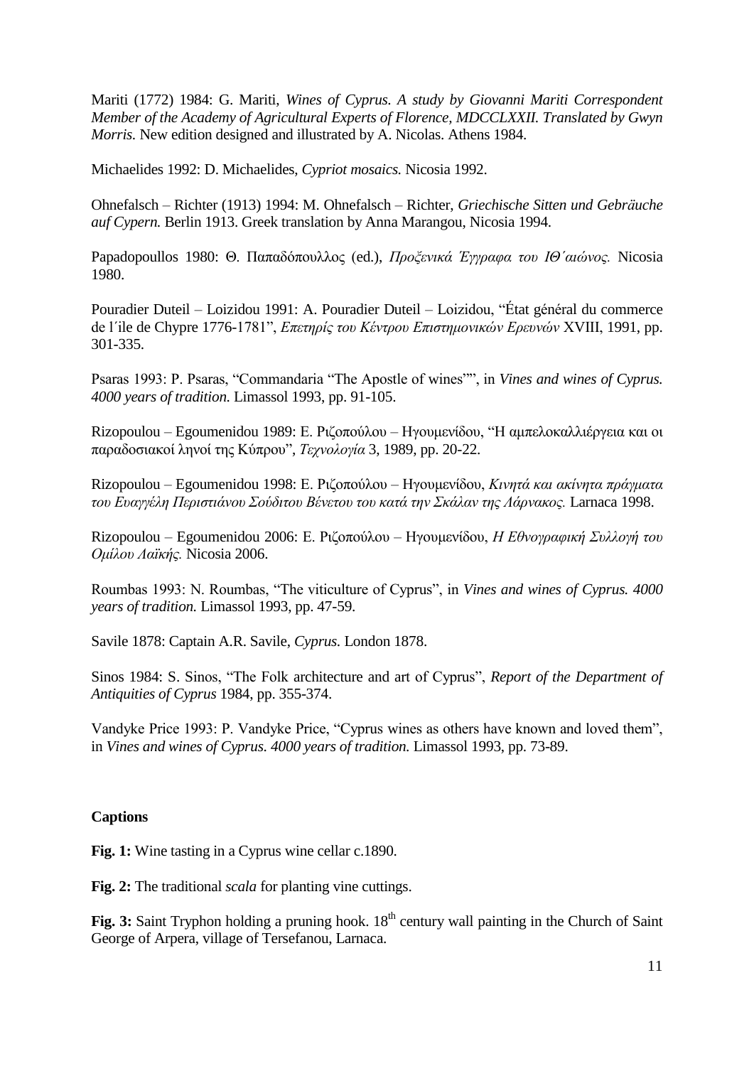Mariti (1772) 1984: G. Mariti, *Wines of Cyprus. A study by Giovanni Mariti Correspondent Member of the Academy of Agricultural Experts of Florence, MDCCLXXII. Translated by Gwyn Morris.* New edition designed and illustrated by A. Nicolas. Athens 1984.

Michaelides 1992: D. Michaelides, *Cypriot mosaics.* Nicosia 1992.

Ohnefalsch – Richter (1913) 1994: M. Ohnefalsch – Richter, *Griechische Sitten und Gebräuche auf Cypern.* Berlin 1913. Greek translation by Anna Marangou, Nicosia 1994.

Papadopoullos 1980: Θ. Παπαδόπουλλος (ed.), *Προξενικά Έγγραφα του ΙΘ΄αιώνος.* Nicosia 1980.

Pouradier Duteil – Loizidou 1991: A. Pouradier Duteil – Loizidou, "État général du commerce de l΄ile de Chypre 1776-1781", *Επετηρίς του Κέντρου Επιστημονικών Ερευνών* XVIII, 1991, pp. 301-335.

Psaras 1993: P. Psaras, "Commandaria "The Apostle of wines"", in *Vines and wines of Cyprus. 4000 years of tradition.* Limassol 1993, pp. 91-105.

Rizopoulou – Egoumenidou 1989: Ε. Ριζοπούλου – Ηγουμενίδου, "Η αμπελοκαλλιέργεια και οι παραδοσιακοί ληνοί της Κύπρου", *Τεχνολογία* 3, 1989, pp. 20-22.

Rizopoulou – Egoumenidou 1998: Ε. Ριζοπούλου – Ηγουμενίδου, *Κινητά και ακίνητα πράγματα του Ευαγγέλη Περιστιάνου Σούδιτου Βένετου του κατά την Σκάλαν της Λάρνακος.* Larnaca 1998.

Rizopoulou – Egoumenidou 2006: Ε. Ριζοπούλου – Ηγουμενίδου, *Η Εθνογραφική Συλλογή του Ομίλου Λαϊκής.* Nicosia 2006.

Roumbas 1993: N. Roumbas, "The viticulture of Cyprus", in *Vines and wines of Cyprus. 4000 years of tradition.* Limassol 1993, pp. 47-59.

Savile 1878: Captain A.R. Savile, *Cyprus.* London 1878.

Sinos 1984: S. Sinos, "The Folk architecture and art of Cyprus", *Report of the Department of Antiquities of Cyprus* 1984, pp. 355-374.

Vandyke Price 1993: P. Vandyke Price, "Cyprus wines as others have known and loved them", in *Vines and wines of Cyprus. 4000 years of tradition.* Limassol 1993, pp. 73-89.

**Captions**

**Fig. 1:** Wine tasting in a Cyprus wine cellar c.1890.

**Fig. 2:** The traditional *scala* for planting vine cuttings.

**Fig. 3:** Saint Tryphon holding a pruning hook. 18th century wall painting in the Church of Saint George of Arpera, village of Tersefanou, Larnaca.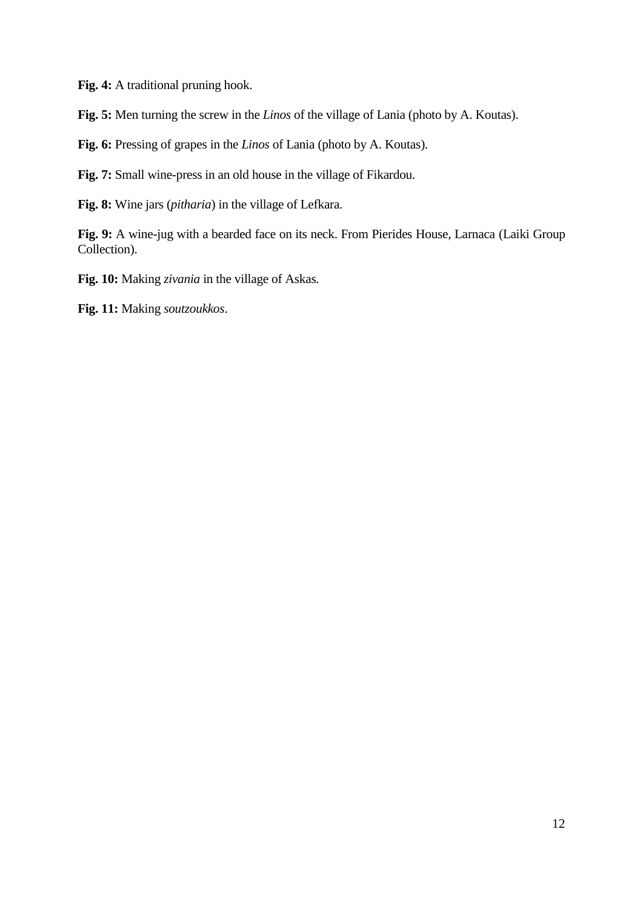**Fig. 4:** A traditional pruning hook.

**Fig. 5:** Men turning the screw in the *Linos* of the village of Lania (photo by A. Koutas).

**Fig. 6:** Pressing of grapes in the *Linos* of Lania (photo by A. Koutas).

**Fig. 7:** Small wine-press in an old house in the village of Fikardou.

**Fig. 8:** Wine jars (*pitharia*) in the village of Lefkara.

**Fig. 9:** A wine-jug with a bearded face on its neck. From Pierides House, Larnaca (Laiki Group Collection).

**Fig. 10:** Making *zivania* in the village of Askas.

**Fig. 11:** Making *soutzoukkos*.